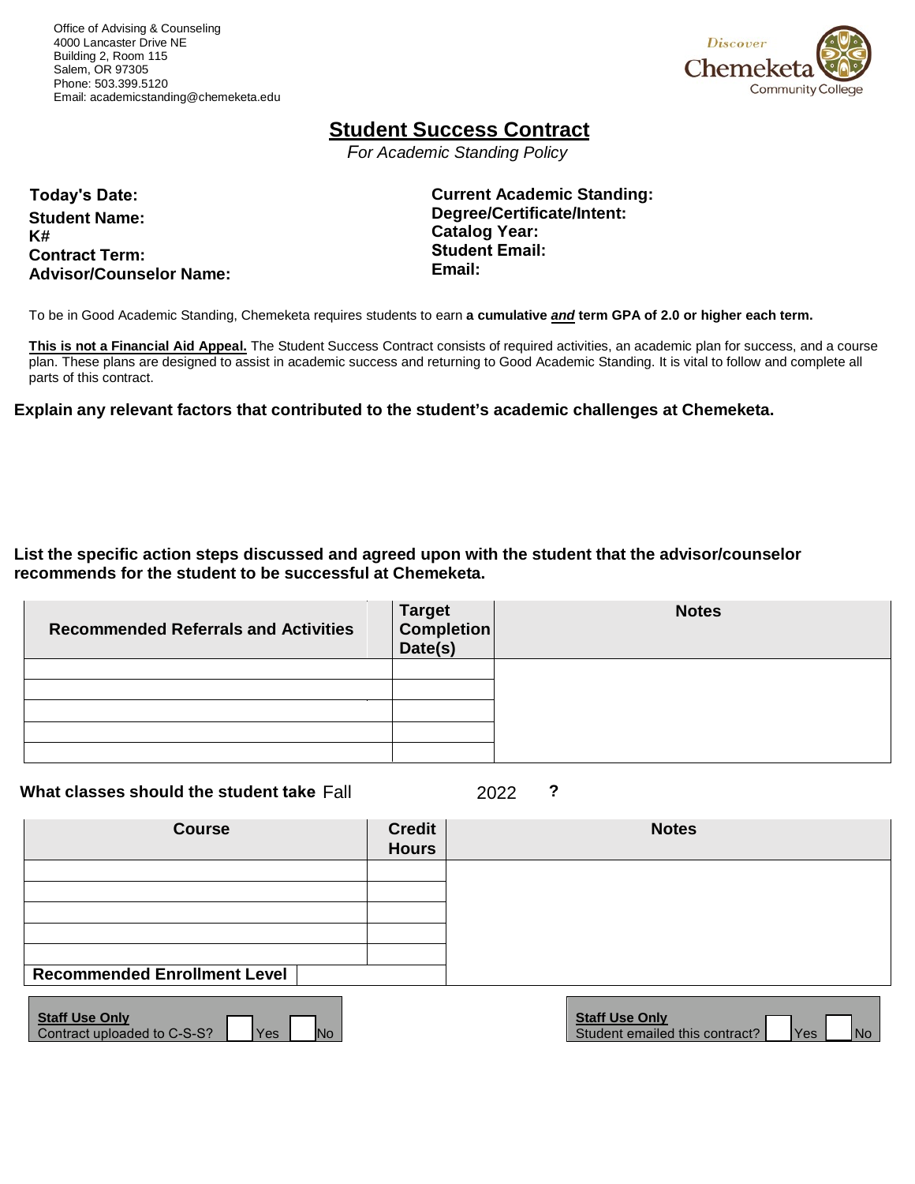Office of Advising & Counseling
4000 Lancaster Drive NE
Building 2, Room 115
Salem, OR 97305
Phone: 503.399.5120
Email: academicstanding@chemeketa.edu

Discover Chemeketa Community College

# Student Success Contract

*For Academic Standing Policy*

**Today's Date:**
**Student Name:**
**K#**
**Contract Term:**
**Advisor/Counselor Name:**

**Current Academic Standing:**
**Degree/Certificate/Intent:**
**Catalog Year:**
**Student Email:**
**Email:**

To be in Good Academic Standing, Chemeketa requires students to earn **a cumulative *and* term GPA of 2.0 or higher each term.**

**This is not a Financial Aid Appeal.** The Student Success Contract consists of required activities, an academic plan for success, and a course plan. These plans are designed to assist in academic success and returning to Good Academic Standing. It is vital to follow and complete all parts of this contract.

**Explain any relevant factors that contributed to the student's academic challenges at Chemeketa.**

**List the specific action steps discussed and agreed upon with the student that the advisor/counselor recommends for the student to be successful at Chemeketa.**

| Recommended Referrals and Activities | Target Completion Date(s) | Notes |
|---|---|---|
| | | |
| | | |
| | | |
| | | |
| | | |

**What classes should the student take** Fall 2022 **?**

| Course | Credit Hours | Notes |
|---|---|---|
| | | |
| | | |
| | | |
| | | |
| | | |
| **Recommended Enrollment Level** | | |

**Staff Use Only**
Contract uploaded to C-S-S? ☐ Yes ☐ No

**Staff Use Only**
Student emailed this contract? ☐ Yes ☐ No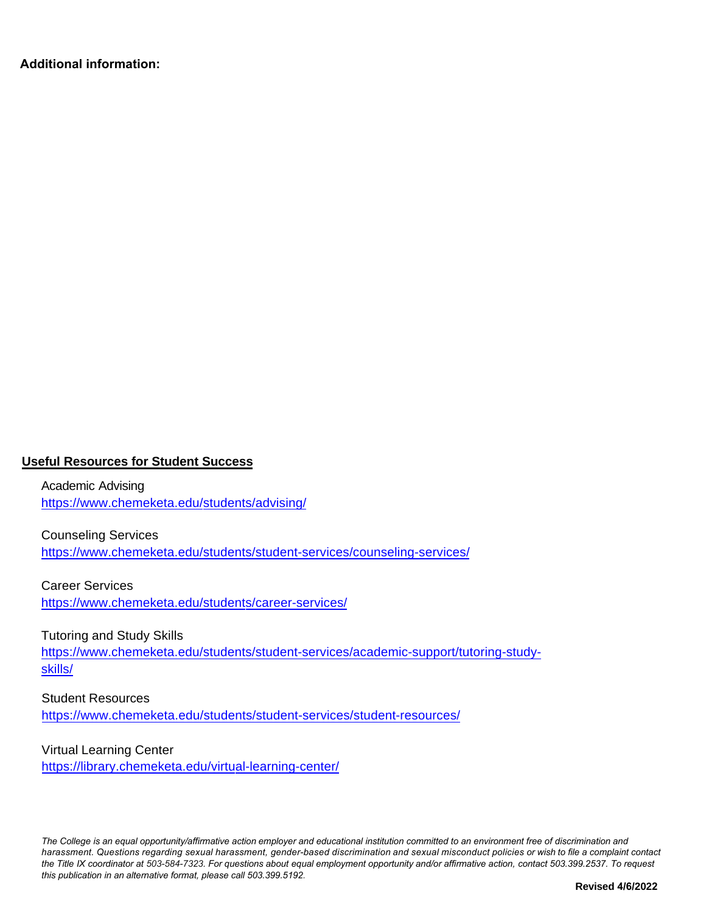**Additional information:**

**Useful Resources for Student Success**

Academic Advising
https://www.chemeketa.edu/students/advising/

Counseling Services
https://www.chemeketa.edu/students/student-services/counseling-services/

Career Services
https://www.chemeketa.edu/students/career-services/

Tutoring and Study Skills
https://www.chemeketa.edu/students/student-services/academic-support/tutoring-study-skills/

Student Resources
https://www.chemeketa.edu/students/student-services/student-resources/

Virtual Learning Center
https://library.chemeketa.edu/virtual-learning-center/

*The College is an equal opportunity/affirmative action employer and educational institution committed to an environment free of discrimination and harassment. Questions regarding sexual harassment, gender-based discrimination and sexual misconduct policies or wish to file a complaint contact the Title IX coordinator at 503-584-7323. For questions about equal employment opportunity and/or affirmative action, contact 503.399.2537. To request this publication in an alternative format, please call 503.399.5192.*

**Revised 4/6/2022**